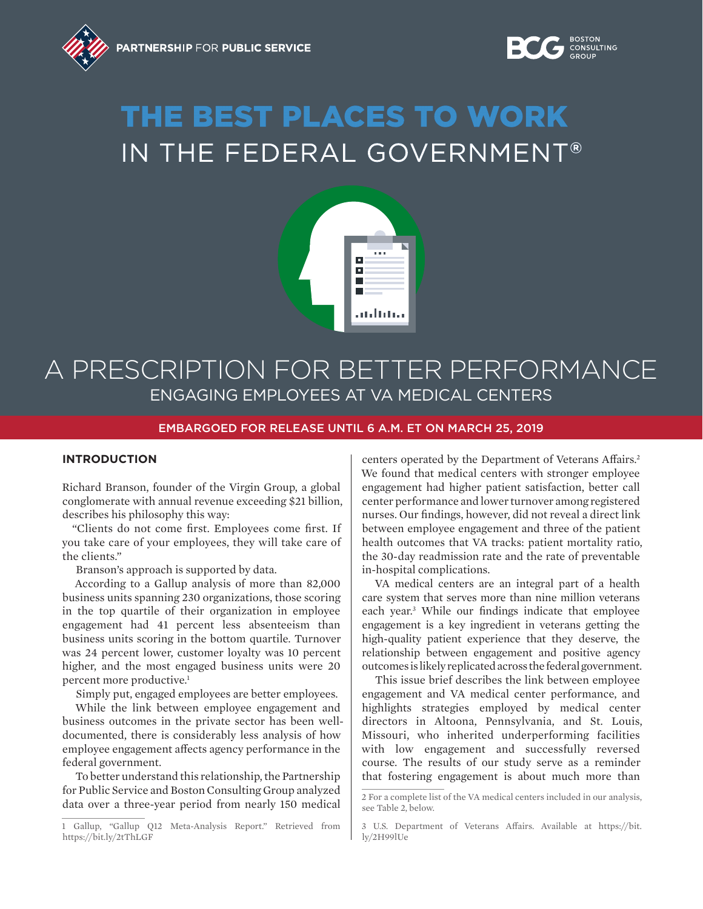PARTNERSHIP FOR PUBLIC SERVICE

BOSTON CONSULTING GROUP

# THE BEST PLACES TO WORK IN THE FEDERAL GOVERNMENT®

# A PRESCRIPTION FOR BETTER PERFORMANCE

## ENGAGING EMPLOYEES AT VA MEDICAL CENTERS

EMBARGOED FOR RELEASE UNTIL 6 A.M. ET ON MARCH 25, 2019

### INTRODUCTION

Richard Branson, founder of the Virgin Group, a global conglomerate with annual revenue exceeding $21 billion, describes his philosophy this way:

"Clients do not come first. Employees come first. If you take care of your employees, they will take care of the clients."

Branson's approach is supported by data.

According to a Gallup analysis of more than 82,000 business units spanning 230 organizations, those scoring in the top quartile of their organization in employee engagement had 41 percent less absenteeism than business units scoring in the bottom quartile. Turnover was 24 percent lower, customer loyalty was 10 percent higher, and the most engaged business units were 20 percent more productive.[1]

Simply put, engaged employees are better employees.

While the link between employee engagement and business outcomes in the private sector has been well-documented, there is considerably less analysis of how employee engagement affects agency performance in the federal government.

To better understand this relationship, the Partnership for Public Service and Boston Consulting Group analyzed data over a three-year period from nearly 150 medical centers operated by the Department of Veterans Affairs.[2] We found that medical centers with stronger employee engagement had higher patient satisfaction, better call center performance and lower turnover among registered nurses. Our findings, however, did not reveal a direct link between employee engagement and three of the patient health outcomes that VA tracks: patient mortality ratio, the 30-day readmission rate and the rate of preventable in-hospital complications.

VA medical centers are an integral part of a health care system that serves more than nine million veterans each year.[3] While our findings indicate that employee engagement is a key ingredient in veterans getting the high-quality patient experience that they deserve, the relationship between engagement and positive agency outcomes is likely replicated across the federal government.

This issue brief describes the link between employee engagement and VA medical center performance, and highlights strategies employed by medical center directors in Altoona, Pennsylvania, and St. Louis, Missouri, who inherited underperforming facilities with low engagement and successfully reversed course. The results of our study serve as a reminder that fostering engagement is about much more than

---

1 Gallup, "Gallup Q12 Meta-Analysis Report." Retrieved from https://bit.ly/2tThLGF

2 For a complete list of the VA medical centers included in our analysis, see Table 2, below.

3 U.S. Department of Veterans Affairs. Available at https://bit.ly/2H99lUe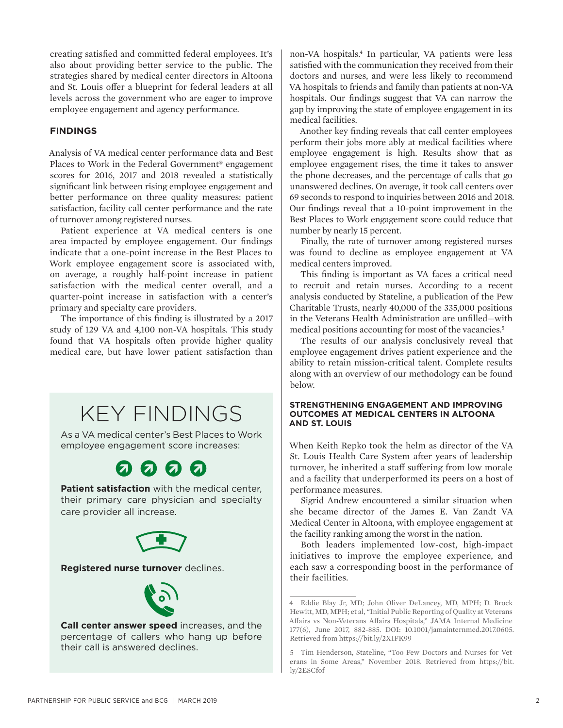creating satisfied and committed federal employees. It's also about providing better service to the public. The strategies shared by medical center directors in Altoona and St. Louis offer a blueprint for federal leaders at all levels across the government who are eager to improve employee engagement and agency performance.

## FINDINGS

Analysis of VA medical center performance data and Best Places to Work in the Federal Government® engagement scores for 2016, 2017 and 2018 revealed a statistically significant link between rising employee engagement and better performance on three quality measures: patient satisfaction, facility call center performance and the rate of turnover among registered nurses.

Patient experience at VA medical centers is one area impacted by employee engagement. Our findings indicate that a one-point increase in the Best Places to Work employee engagement score is associated with, on average, a roughly half-point increase in patient satisfaction with the medical center overall, and a quarter-point increase in satisfaction with a center's primary and specialty care providers.

The importance of this finding is illustrated by a 2017 study of 129 VA and 4,100 non-VA hospitals. This study found that VA hospitals often provide higher quality medical care, but have lower patient satisfaction than non-VA hospitals.[4] In particular, VA patients were less satisfied with the communication they received from their doctors and nurses, and were less likely to recommend VA hospitals to friends and family than patients at non-VA hospitals. Our findings suggest that VA can narrow the gap by improving the state of employee engagement in its medical facilities.

Another key finding reveals that call center employees perform their jobs more ably at medical facilities where employee engagement is high. Results show that as employee engagement rises, the time it takes to answer the phone decreases, and the percentage of calls that go unanswered declines. On average, it took call centers over 69 seconds to respond to inquiries between 2016 and 2018. Our findings reveal that a 10-point improvement in the Best Places to Work engagement score could reduce that number by nearly 15 percent.

Finally, the rate of turnover among registered nurses was found to decline as employee engagement at VA medical centers improved.

This finding is important as VA faces a critical need to recruit and retain nurses. According to a recent analysis conducted by Stateline, a publication of the Pew Charitable Trusts, nearly 40,000 of the 335,000 positions in the Veterans Health Administration are unfilled—with medical positions accounting for most of the vacancies.[5]

The results of our analysis conclusively reveal that employee engagement drives patient experience and the ability to retain mission-critical talent. Complete results along with an overview of our methodology can be found below.

## KEY FINDINGS

As a VA medical center's Best Places to Work employee engagement score increases:

**Patient satisfaction** with the medical center, their primary care physician and specialty care provider all increase.

**Registered nurse turnover** declines.

**Call center answer speed** increases, and the percentage of callers who hang up before their call is answered declines.

### STRENGTHENING ENGAGEMENT AND IMPROVING OUTCOMES AT MEDICAL CENTERS IN ALTOONA AND ST. LOUIS

When Keith Repko took the helm as director of the VA St. Louis Health Care System after years of leadership turnover, he inherited a staff suffering from low morale and a facility that underperformed its peers on a host of performance measures.

Sigrid Andrew encountered a similar situation when she became director of the James E. Van Zandt VA Medical Center in Altoona, with employee engagement at the facility ranking among the worst in the nation.

Both leaders implemented low-cost, high-impact initiatives to improve the employee experience, and each saw a corresponding boost in the performance of their facilities.

---

4 Eddie Blay Jr, MD; John Oliver DeLancey, MD, MPH; D. Brock Hewitt, MD, MPH; et al, "Initial Public Reporting of Quality at Veterans Affairs vs Non-Veterans Affairs Hospitals," JAMA Internal Medicine 177(6), June 2017, 882-885. DOI: 10.1001/jamainternmed.2017.0605. Retrieved from https://bit.ly/2XIFK99

5 Tim Henderson, Stateline, "Too Few Doctors and Nurses for Veterans in Some Areas," November 2018. Retrieved from https://bit.ly/2ESCfof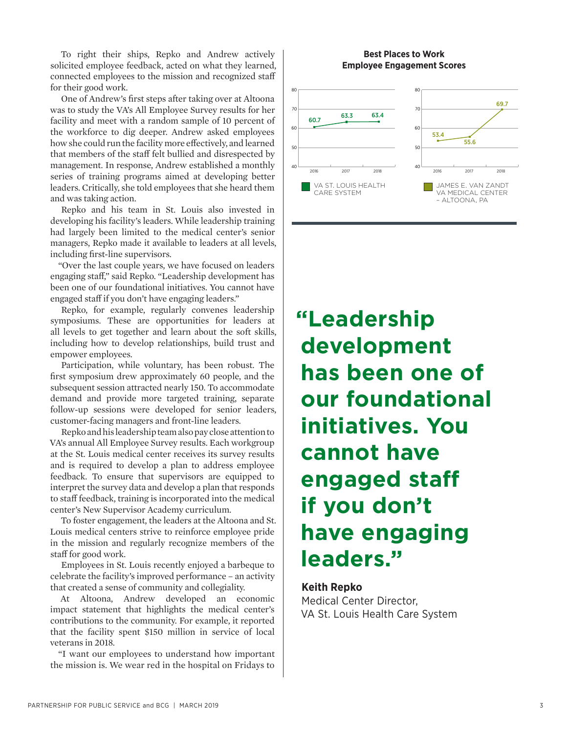To right their ships, Repko and Andrew actively solicited employee feedback, acted on what they learned, connected employees to the mission and recognized staff for their good work.

One of Andrew's first steps after taking over at Altoona was to study the VA's All Employee Survey results for her facility and meet with a random sample of 10 percent of the workforce to dig deeper. Andrew asked employees how she could run the facility more effectively, and learned that members of the staff felt bullied and disrespected by management. In response, Andrew established a monthly series of training programs aimed at developing better leaders. Critically, she told employees that she heard them and was taking action.

Repko and his team in St. Louis also invested in developing his facility's leaders. While leadership training had largely been limited to the medical center's senior managers, Repko made it available to leaders at all levels, including first-line supervisors.

"Over the last couple years, we have focused on leaders engaging staff," said Repko. "Leadership development has been one of our foundational initiatives. You cannot have engaged staff if you don't have engaging leaders."

Repko, for example, regularly convenes leadership symposiums. These are opportunities for leaders at all levels to get together and learn about the soft skills, including how to develop relationships, build trust and empower employees.

Participation, while voluntary, has been robust. The first symposium drew approximately 60 people, and the subsequent session attracted nearly 150. To accommodate demand and provide more targeted training, separate follow-up sessions were developed for senior leaders, customer-facing managers and front-line leaders.

Repko and his leadership team also pay close attention to VA's annual All Employee Survey results. Each workgroup at the St. Louis medical center receives its survey results and is required to develop a plan to address employee feedback. To ensure that supervisors are equipped to interpret the survey data and develop a plan that responds to staff feedback, training is incorporated into the medical center's New Supervisor Academy curriculum.

To foster engagement, the leaders at the Altoona and St. Louis medical centers strive to reinforce employee pride in the mission and regularly recognize members of the staff for good work.

Employees in St. Louis recently enjoyed a barbeque to celebrate the facility's improved performance – an activity that created a sense of community and collegiality.

At Altoona, Andrew developed an economic impact statement that highlights the medical center's contributions to the community. For example, it reported that the facility spent $150 million in service of local veterans in 2018.

"I want our employees to understand how important the mission is. We wear red in the hospital on Fridays to

**Best Places to Work Employee Engagement Scores**

| Facility | 2016 | 2017 | 2018 |
| --- | --- | --- | --- |
| VA St. Louis Health Care System | 60.7 | 63.3 | 63.4 |
| James E. Van Zandt VA Medical Center – Altoona, PA | 53.4 | 55.6 | 69.7 |

> **"Leadership development has been one of our foundational initiatives. You cannot have engaged staff if you don't have engaging leaders."**
>
> **Keith Repko**
> Medical Center Director,
> VA St. Louis Health Care System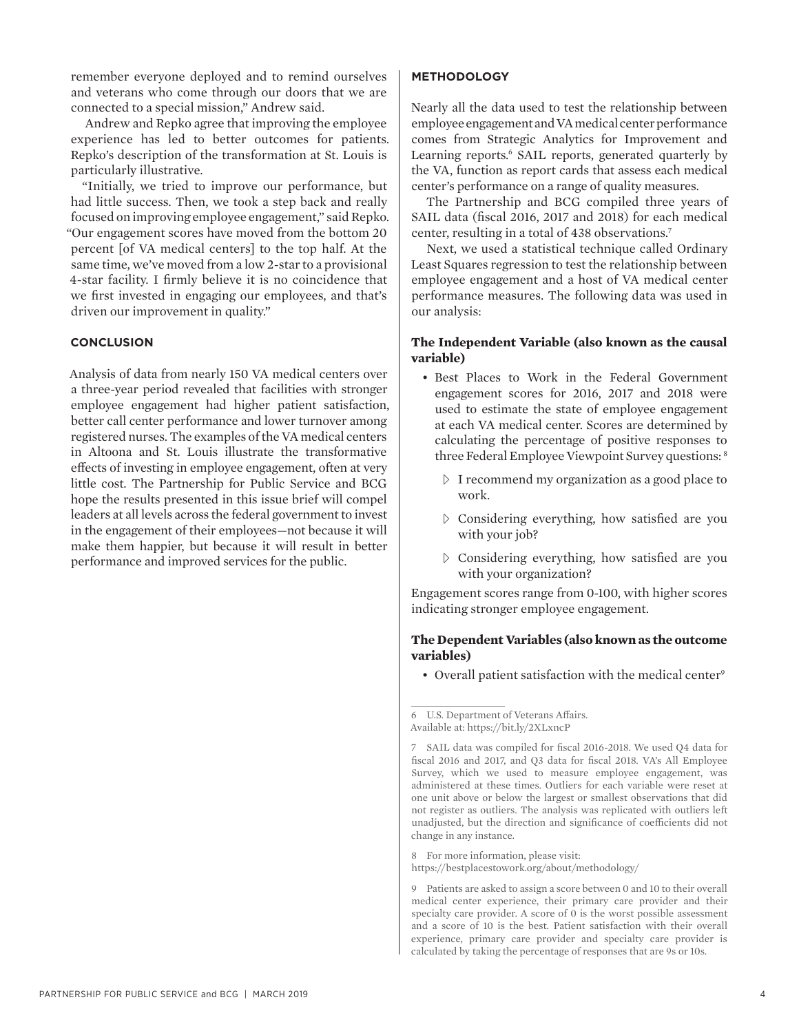remember everyone deployed and to remind ourselves and veterans who come through our doors that we are connected to a special mission," Andrew said.

Andrew and Repko agree that improving the employee experience has led to better outcomes for patients. Repko's description of the transformation at St. Louis is particularly illustrative.

"Initially, we tried to improve our performance, but had little success. Then, we took a step back and really focused on improving employee engagement," said Repko. "Our engagement scores have moved from the bottom 20 percent [of VA medical centers] to the top half. At the same time, we've moved from a low 2-star to a provisional 4-star facility. I firmly believe it is no coincidence that we first invested in engaging our employees, and that's driven our improvement in quality."

## CONCLUSION

Analysis of data from nearly 150 VA medical centers over a three-year period revealed that facilities with stronger employee engagement had higher patient satisfaction, better call center performance and lower turnover among registered nurses. The examples of the VA medical centers in Altoona and St. Louis illustrate the transformative effects of investing in employee engagement, often at very little cost. The Partnership for Public Service and BCG hope the results presented in this issue brief will compel leaders at all levels across the federal government to invest in the engagement of their employees—not because it will make them happier, but because it will result in better performance and improved services for the public.

## METHODOLOGY

Nearly all the data used to test the relationship between employee engagement and VA medical center performance comes from Strategic Analytics for Improvement and Learning reports.[6] SAIL reports, generated quarterly by the VA, function as report cards that assess each medical center's performance on a range of quality measures.

The Partnership and BCG compiled three years of SAIL data (fiscal 2016, 2017 and 2018) for each medical center, resulting in a total of 438 observations.[7]

Next, we used a statistical technique called Ordinary Least Squares regression to test the relationship between employee engagement and a host of VA medical center performance measures. The following data was used in our analysis:

### The Independent Variable (also known as the causal variable)

- Best Places to Work in the Federal Government engagement scores for 2016, 2017 and 2018 were used to estimate the state of employee engagement at each VA medical center. Scores are determined by calculating the percentage of positive responses to three Federal Employee Viewpoint Survey questions: [8]
  - I recommend my organization as a good place to work.
  - Considering everything, how satisfied are you with your job?
  - Considering everything, how satisfied are you with your organization?

Engagement scores range from 0-100, with higher scores indicating stronger employee engagement.

### The Dependent Variables (also known as the outcome variables)

- Overall patient satisfaction with the medical center[9]

---

6 U.S. Department of Veterans Affairs. Available at: https://bit.ly/2XLxncP

7 SAIL data was compiled for fiscal 2016-2018. We used Q4 data for fiscal 2016 and 2017, and Q3 data for fiscal 2018. VA's All Employee Survey, which we used to measure employee engagement, was administered at these times. Outliers for each variable were reset at one unit above or below the largest or smallest observations that did not register as outliers. The analysis was replicated with outliers left unadjusted, but the direction and significance of coefficients did not change in any instance.

8 For more information, please visit: https://bestplacestowork.org/about/methodology/

9 Patients are asked to assign a score between 0 and 10 to their overall medical center experience, their primary care provider and their specialty care provider. A score of 0 is the worst possible assessment and a score of 10 is the best. Patient satisfaction with their overall experience, primary care provider and specialty care provider is calculated by taking the percentage of responses that are 9s or 10s.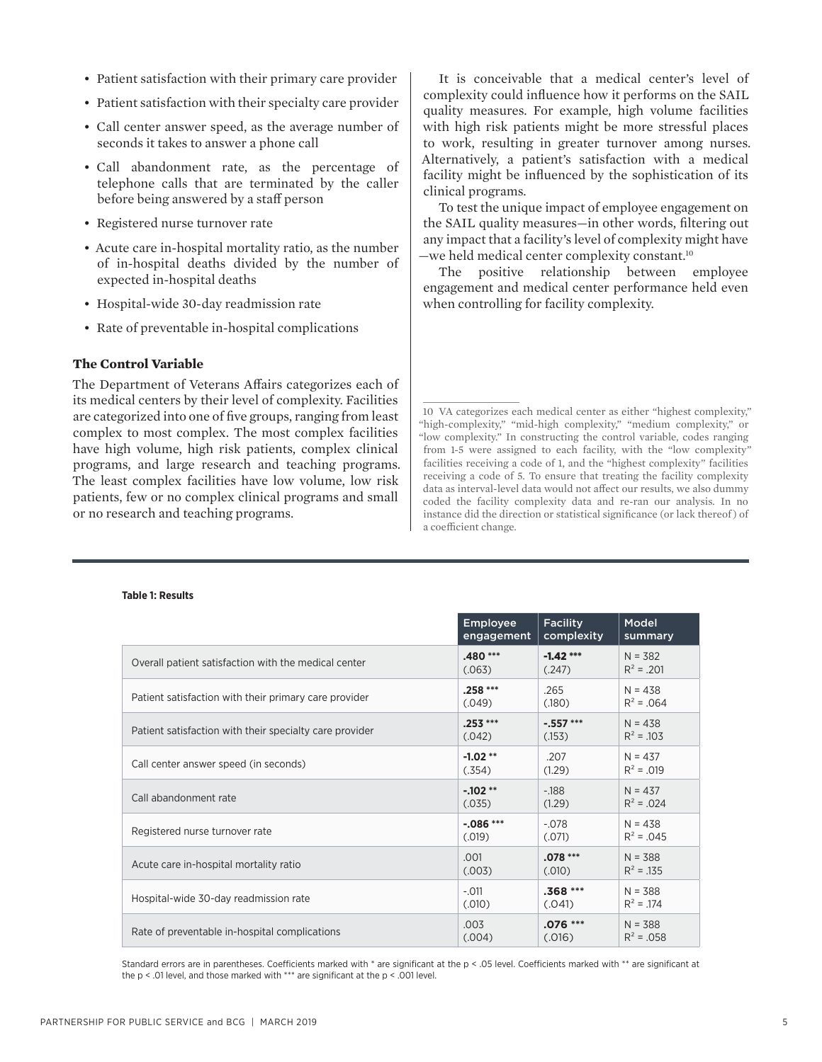- Patient satisfaction with their primary care provider
- Patient satisfaction with their specialty care provider
- Call center answer speed, as the average number of seconds it takes to answer a phone call
- Call abandonment rate, as the percentage of telephone calls that are terminated by the caller before being answered by a staff person
- Registered nurse turnover rate
- Acute care in-hospital mortality ratio, as the number of in-hospital deaths divided by the number of expected in-hospital deaths
- Hospital-wide 30-day readmission rate
- Rate of preventable in-hospital complications

### The Control Variable

The Department of Veterans Affairs categorizes each of its medical centers by their level of complexity. Facilities are categorized into one of five groups, ranging from least complex to most complex. The most complex facilities have high volume, high risk patients, complex clinical programs, and large research and teaching programs. The least complex facilities have low volume, low risk patients, few or no complex clinical programs and small or no research and teaching programs.

It is conceivable that a medical center's level of complexity could influence how it performs on the SAIL quality measures. For example, high volume facilities with high risk patients might be more stressful places to work, resulting in greater turnover among nurses. Alternatively, a patient's satisfaction with a medical facility might be influenced by the sophistication of its clinical programs.

To test the unique impact of employee engagement on the SAIL quality measures—in other words, filtering out any impact that a facility's level of complexity might have—we held medical center complexity constant.[10]

The positive relationship between employee engagement and medical center performance held even when controlling for facility complexity.

10 VA categorizes each medical center as either "highest complexity," "high-complexity," "mid-high complexity," "medium complexity," or "low complexity." In constructing the control variable, codes ranging from 1-5 were assigned to each facility, with the "low complexity" facilities receiving a code of 1, and the "highest complexity" facilities receiving a code of 5. To ensure that treating the facility complexity data as interval-level data would not affect our results, we also dummy coded the facility complexity data and re-ran our analysis. In no instance did the direction or statistical significance (or lack thereof) of a coefficient change.

**Table 1: Results**

| | Employee engagement | Facility complexity | Model summary |
|---|---|---|---|
| Overall patient satisfaction with the medical center | **.480** *** (.063) | **-1.42** *** (.247) | N = 382 $R^2$ = .201 |
| Patient satisfaction with their primary care provider | **.258** *** (.049) | .265 (.180) | N = 438 $R^2$ = .064 |
| Patient satisfaction with their specialty care provider | **.253** *** (.042) | **-.557** *** (.153) | N = 438 $R^2$ = .103 |
| Call center answer speed (in seconds) | **-1.02** ** (.354) | .207 (1.29) | N = 437 $R^2$ = .019 |
| Call abandonment rate | **-.102** ** (.035) | -.188 (1.29) | N = 437 $R^2$ = .024 |
| Registered nurse turnover rate | **-.086** *** (.019) | -.078 (.071) | N = 438 $R^2$ = .045 |
| Acute care in-hospital mortality ratio | .001 (.003) | **.078** *** (.010) | N = 388 $R^2$ = .135 |
| Hospital-wide 30-day readmission rate | -.011 (.010) | **.368** *** (.041) | N = 388 $R^2$ = .174 |
| Rate of preventable in-hospital complications | .003 (.004) | **.076** *** (.016) | N = 388 $R^2$ = .058 |

Standard errors are in parentheses. Coefficients marked with * are significant at the $p < .05$ level. Coefficients marked with ** are significant at the $p < .01$ level, and those marked with *** are significant at the $p < .001$ level.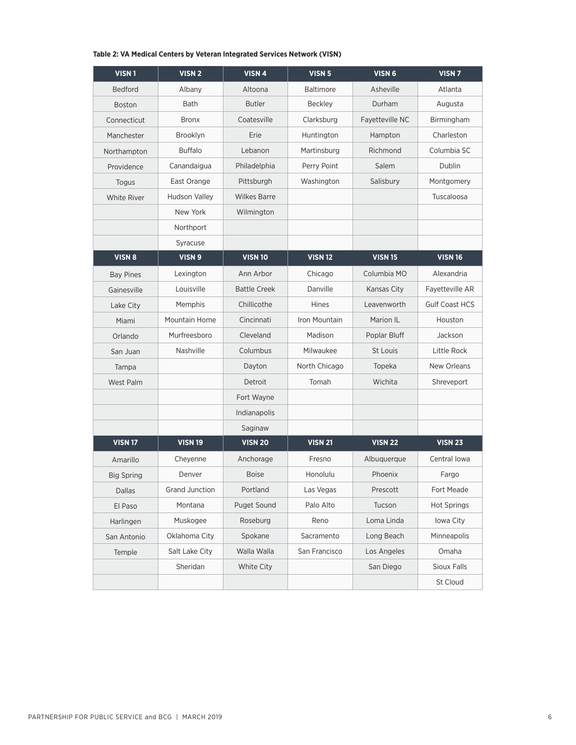**Table 2: VA Medical Centers by Veteran Integrated Services Network (VISN)**

| VISN 1 | VISN 2 | VISN 4 | VISN 5 | VISN 6 | VISN 7 |
|---|---|---|---|---|---|
| Bedford | Albany | Altoona | Baltimore | Asheville | Atlanta |
| Boston | Bath | Butler | Beckley | Durham | Augusta |
| Connecticut | Bronx | Coatesville | Clarksburg | Fayetteville NC | Birmingham |
| Manchester | Brooklyn | Erie | Huntington | Hampton | Charleston |
| Northampton | Buffalo | Lebanon | Martinsburg | Richmond | Columbia SC |
| Providence | Canandaigua | Philadelphia | Perry Point | Salem | Dublin |
| Togus | East Orange | Pittsburgh | Washington | Salisbury | Montgomery |
| White River | Hudson Valley | Wilkes Barre | | | Tuscaloosa |
| | New York | Wilmington | | | |
| | Northport | | | | |
| | Syracuse | | | | |
| **VISN 8** | **VISN 9** | **VISN 10** | **VISN 12** | **VISN 15** | **VISN 16** |
| Bay Pines | Lexington | Ann Arbor | Chicago | Columbia MO | Alexandria |
| Gainesville | Louisville | Battle Creek | Danville | Kansas City | Fayetteville AR |
| Lake City | Memphis | Chillicothe | Hines | Leavenworth | Gulf Coast HCS |
| Miami | Mountain Home | Cincinnati | Iron Mountain | Marion IL | Houston |
| Orlando | Murfreesboro | Cleveland | Madison | Poplar Bluff | Jackson |
| San Juan | Nashville | Columbus | Milwaukee | St Louis | Little Rock |
| Tampa | | Dayton | North Chicago | Topeka | New Orleans |
| West Palm | | Detroit | Tomah | Wichita | Shreveport |
| | | Fort Wayne | | | |
| | | Indianapolis | | | |
| | | Saginaw | | | |
| **VISN 17** | **VISN 19** | **VISN 20** | **VISN 21** | **VISN 22** | **VISN 23** |
| Amarillo | Cheyenne | Anchorage | Fresno | Albuquerque | Central Iowa |
| Big Spring | Denver | Boise | Honolulu | Phoenix | Fargo |
| Dallas | Grand Junction | Portland | Las Vegas | Prescott | Fort Meade |
| El Paso | Montana | Puget Sound | Palo Alto | Tucson | Hot Springs |
| Harlingen | Muskogee | Roseburg | Reno | Loma Linda | Iowa City |
| San Antonio | Oklahoma City | Spokane | Sacramento | Long Beach | Minneapolis |
| Temple | Salt Lake City | Walla Walla | San Francisco | Los Angeles | Omaha |
| | Sheridan | White City | | San Diego | Sioux Falls |
| | | | | | St Cloud |